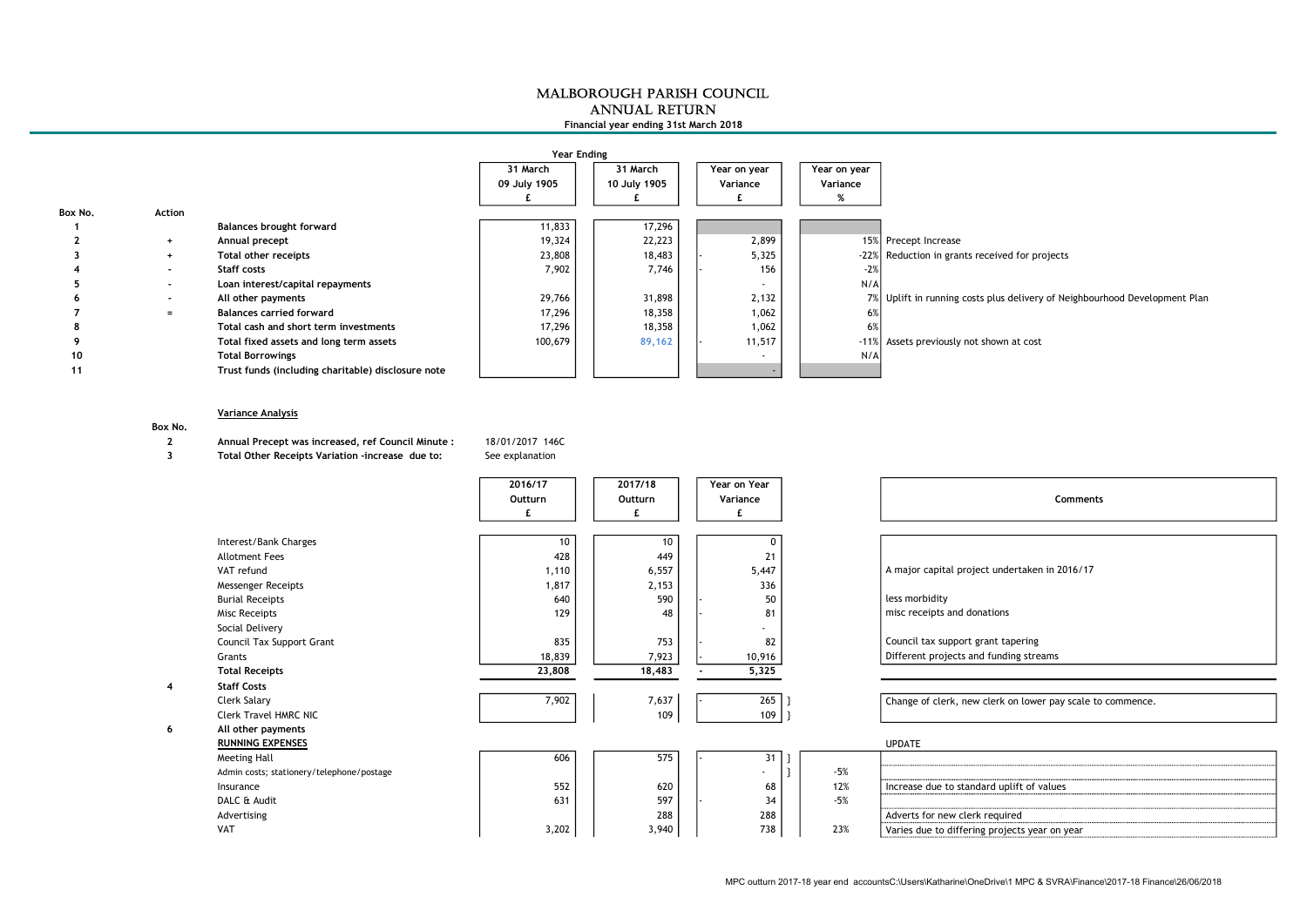# MALBOROUGH PARISH COUNCIL
## ANNUAL RETURN
**Financial year ending 31st March 2018**

| Box No. | Action | | Year Ending 31 March 09 July 1905 £ | 31 March 10 July 1905 £ | Year on year Variance £ | Year on year Variance % | |
|---|---|---|---|---|---|---|---|
| 1 | | **Balances brought forward** | 11,833 | 17,296 | | | |
| 2 | + | **Annual precept** | 19,324 | 22,223 | 2,899 | 15% | Precept Increase |
| 3 | + | **Total other receipts** | 23,808 | 18,483 | - 5,325 | -22% | Reduction in grants received for projects |
| 4 | - | **Staff costs** | 7,902 | 7,746 | - 156 | -2% | |
| 5 | - | **Loan interest/capital repayments** | | | - | N/A | |
| 6 | - | **All other payments** | 29,766 | 31,898 | 2,132 | 7% | Uplift in running costs plus delivery of Neighbourhood Development Plan |
| 7 | = | **Balances carried forward** | 17,296 | 18,358 | 1,062 | 6% | |
| 8 | | **Total cash and short term investments** | 17,296 | 18,358 | 1,062 | 6% | |
| 9 | | **Total fixed assets and long term assets** | 100,679 | 89,162 | - 11,517 | -11% | Assets previously not shown at cost |
| 10 | | **Total Borrowings** | | | - | N/A | |
| 11 | | **Trust funds (including charitable) disclosure note** | | | - | | |

**Variance Analysis**

Box No.

**2** **Annual Precept was increased, ref Council Minute :** 18/01/2017 146C

**3** **Total Other Receipts Variation -increase due to:** See explanation

| Box No. | | 2016/17 Outturn £ | 2017/18 Outturn £ | Year on Year Variance £ | | Comments |
|---|---|---|---|---|---|---|
| | Interest/Bank Charges | 10 | 10 | 0 | | |
| | Allotment Fees | 428 | 449 | 21 | | |
| | VAT refund | 1,110 | 6,557 | 5,447 | | A major capital project undertaken in 2016/17 |
| | Messenger Receipts | 1,817 | 2,153 | 336 | | |
| | Burial Receipts | 640 | 590 | - 50 | | less morbidity |
| | Misc Receipts | 129 | 48 | - 81 | | misc receipts and donations |
| | Social Delivery | | | - | | |
| | Council Tax Support Grant | 835 | 753 | - 82 | | Council tax support grant tapering |
| | Grants | 18,839 | 7,923 | - 10,916 | | Different projects and funding streams |
| | **Total Receipts** | **23,808** | **18,483** | **- 5,325** | | |
| 4 | **Staff Costs** | | | | | |
| | Clerk Salary | 7,902 | 7,637 | - 265 } | | Change of clerk, new clerk on lower pay scale to commence. |
| | Clerk Travel HMRC NIC | | 109 | 109 } | | |
| 6 | **All other payments** | | | | | |
| | **RUNNING EXPENSES** | | | | | UPDATE |
| | Meeting Hall | 606 | 575 | - 31 } | | |
| | Admin costs; stationery/telephone/postage | | | - } | -5% | |
| | Insurance | 552 | 620 | 68 | 12% | Increase due to standard uplift of values |
| | DALC & Audit | 631 | 597 | - 34 | -5% | |
| | Advertising | | 288 | 288 | | Adverts for new clerk required |
| | VAT | 3,202 | 3,940 | 738 | 23% | Varies due to differing projects year on year |

MPC outturn 2017-18 year end accountsC:\Users\Katharine\OneDrive\1 MPC & SVRA\Finance\2017-18 Finance\26/06/2018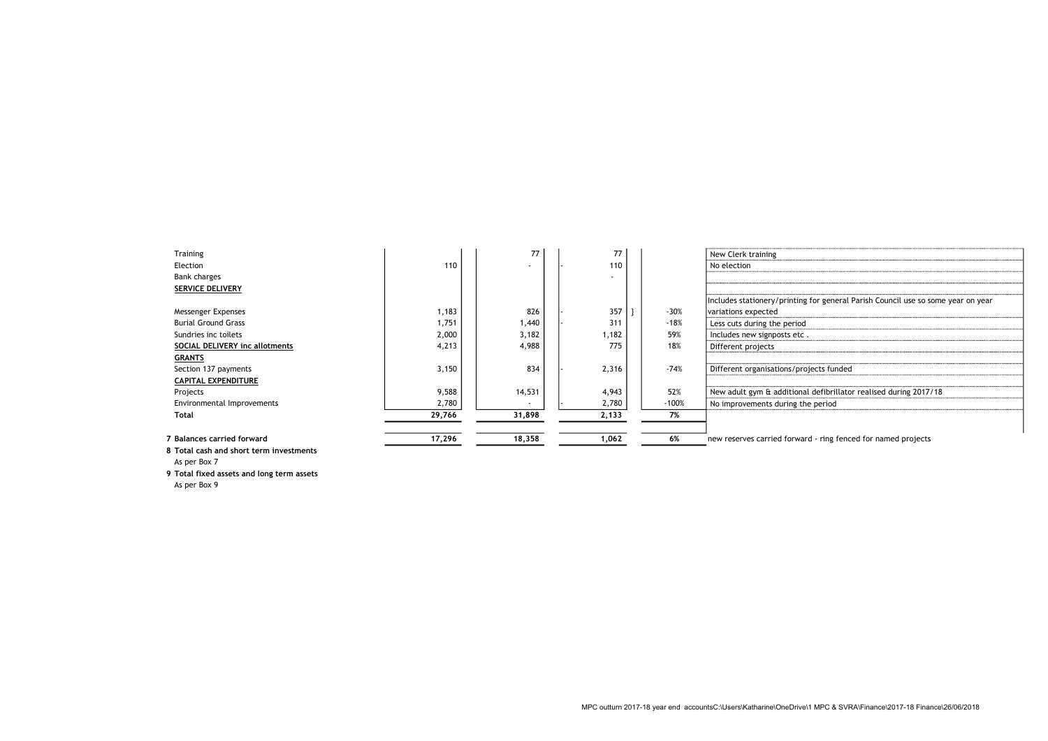| | | | | | |
|---|---|---|---|---|---|
| Training | | 77 | 77 | | New Clerk training |
| Election | 110 | - | - 110 | | No election |
| Bank charges | | | - | | |
| **SERVICE DELIVERY** | | | | | |
| Messenger Expenses | 1,183 | 826 | - 357 } | -30% | Includes stationery/printing for general Parish Council use so some year on year variations expected |
| Burial Ground Grass | 1,751 | 1,440 | - 311 | -18% | Less cuts during the period |
| Sundries inc toilets | 2,000 | 3,182 | 1,182 | 59% | Includes new signposts etc . |
| **SOCIAL DELIVERY inc allotments** | 4,213 | 4,988 | 775 | 18% | Different projects |
| **GRANTS** | | | | | |
| Section 137 payments | 3,150 | 834 | - 2,316 | -74% | Different organisations/projects funded |
| **CAPITAL EXPENDITURE** | | | | | |
| Projects | 9,588 | 14,531 | 4,943 | 52% | New adult gym & additional defibrillator realised during 2017/18 |
| Environmental Improvements | 2,780 | - | - 2,780 | -100% | No improvements during the period |
| **Total** | **29,766** | **31,898** | **2,133** | **7%** | |
| **7 Balances carried forward** | **17,296** | **18,358** | **1,062** | **6%** | new reserves carried forward - ring fenced for named projects |
| **8 Total cash and short term investments** | | | | | |
| As per Box 7 | | | | | |
| **9 Total fixed assets and long term assets** | | | | | |
| As per Box 9 | | | | | |

MPC outturn 2017-18 year end accountsC:\Users\Katharine\OneDrive\1 MPC & SVRA\Finance\2017-18 Finance\26/06/2018